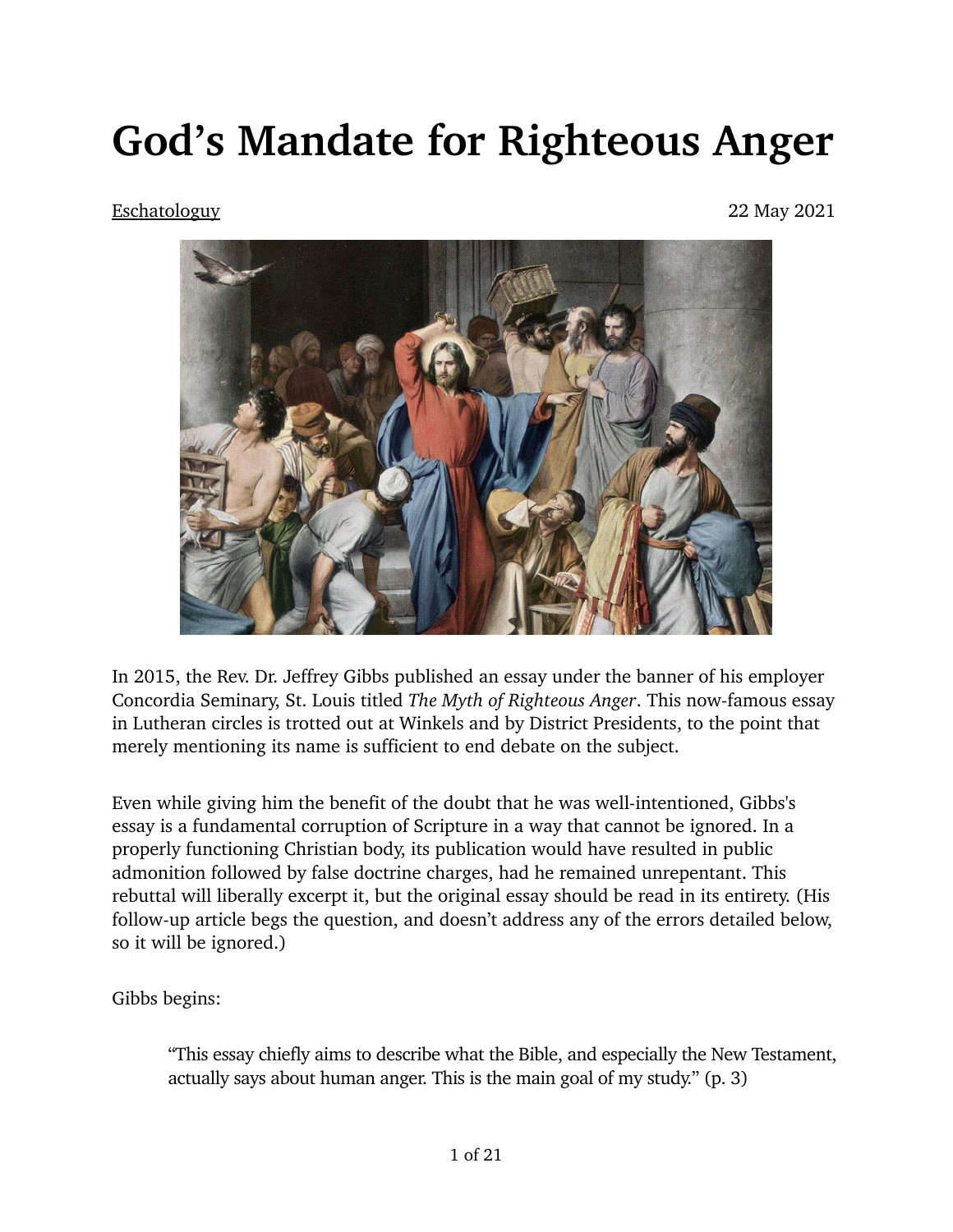# God's Mandate for Righteous Anger

Eschatologuy

22 May 2021

In 2015, the Rev. Dr. Jeffrey Gibbs published an essay under the banner of his employer Concordia Seminary, St. Louis titled *The Myth of Righteous Anger*. This now-famous essay in Lutheran circles is trotted out at Winkels and by District Presidents, to the point that merely mentioning its name is sufficient to end debate on the subject.

Even while giving him the benefit of the doubt that he was well-intentioned, Gibbs's essay is a fundamental corruption of Scripture in a way that cannot be ignored. In a properly functioning Christian body, its publication would have resulted in public admonition followed by false doctrine charges, had he remained unrepentant. This rebuttal will liberally excerpt it, but the original essay should be read in its entirety. (His follow-up article begs the question, and doesn't address any of the errors detailed below, so it will be ignored.)

Gibbs begins:

> "This essay chiefly aims to describe what the Bible, and especially the New Testament, actually says about human anger. This is the main goal of my study." (p. 3)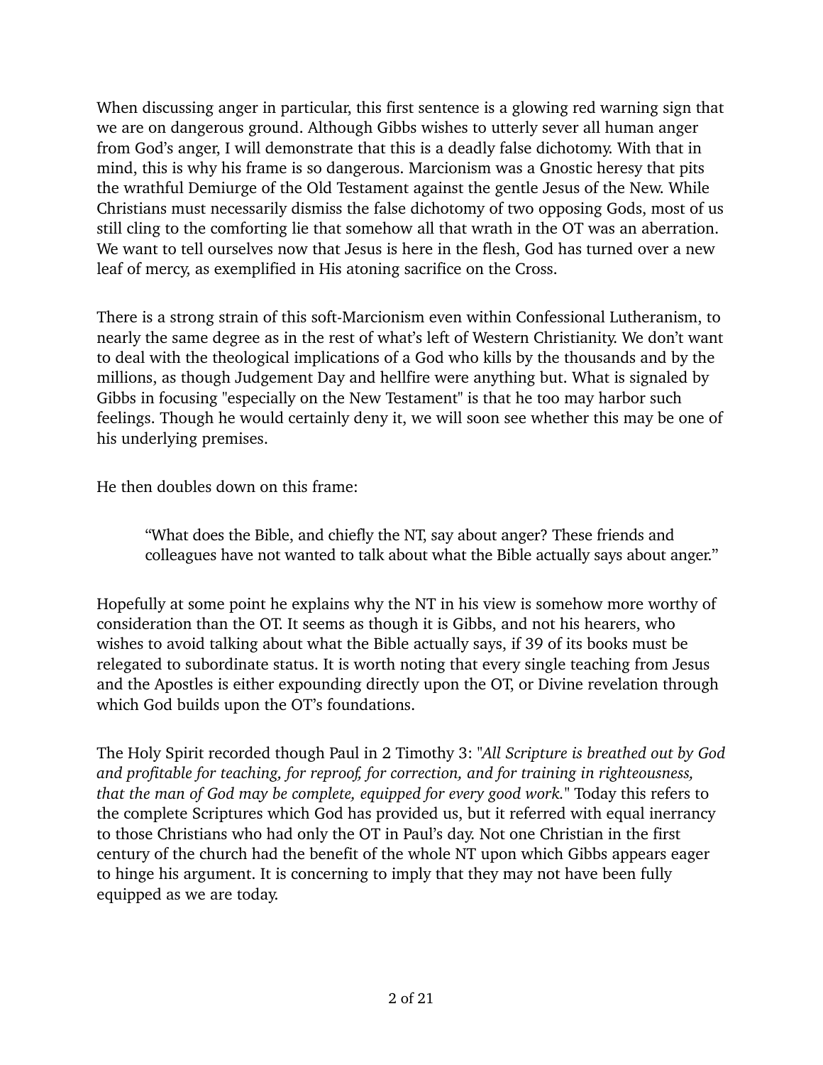When discussing anger in particular, this first sentence is a glowing red warning sign that we are on dangerous ground. Although Gibbs wishes to utterly sever all human anger from God's anger, I will demonstrate that this is a deadly false dichotomy. With that in mind, this is why his frame is so dangerous. Marcionism was a Gnostic heresy that pits the wrathful Demiurge of the Old Testament against the gentle Jesus of the New. While Christians must necessarily dismiss the false dichotomy of two opposing Gods, most of us still cling to the comforting lie that somehow all that wrath in the OT was an aberration. We want to tell ourselves now that Jesus is here in the flesh, God has turned over a new leaf of mercy, as exemplified in His atoning sacrifice on the Cross.

There is a strong strain of this soft-Marcionism even within Confessional Lutheranism, to nearly the same degree as in the rest of what's left of Western Christianity. We don't want to deal with the theological implications of a God who kills by the thousands and by the millions, as though Judgement Day and hellfire were anything but. What is signaled by Gibbs in focusing "especially on the New Testament" is that he too may harbor such feelings. Though he would certainly deny it, we will soon see whether this may be one of his underlying premises.

He then doubles down on this frame:

> "What does the Bible, and chiefly the NT, say about anger? These friends and colleagues have not wanted to talk about what the Bible actually says about anger."

Hopefully at some point he explains why the NT in his view is somehow more worthy of consideration than the OT. It seems as though it is Gibbs, and not his hearers, who wishes to avoid talking about what the Bible actually says, if 39 of its books must be relegated to subordinate status. It is worth noting that every single teaching from Jesus and the Apostles is either expounding directly upon the OT, or Divine revelation through which God builds upon the OT's foundations.

The Holy Spirit recorded though Paul in 2 Timothy 3: "*All Scripture is breathed out by God and profitable for teaching, for reproof, for correction, and for training in righteousness, that the man of God may be complete, equipped for every good work.*" Today this refers to the complete Scriptures which God has provided us, but it referred with equal inerrancy to those Christians who had only the OT in Paul's day. Not one Christian in the first century of the church had the benefit of the whole NT upon which Gibbs appears eager to hinge his argument. It is concerning to imply that they may not have been fully equipped as we are today.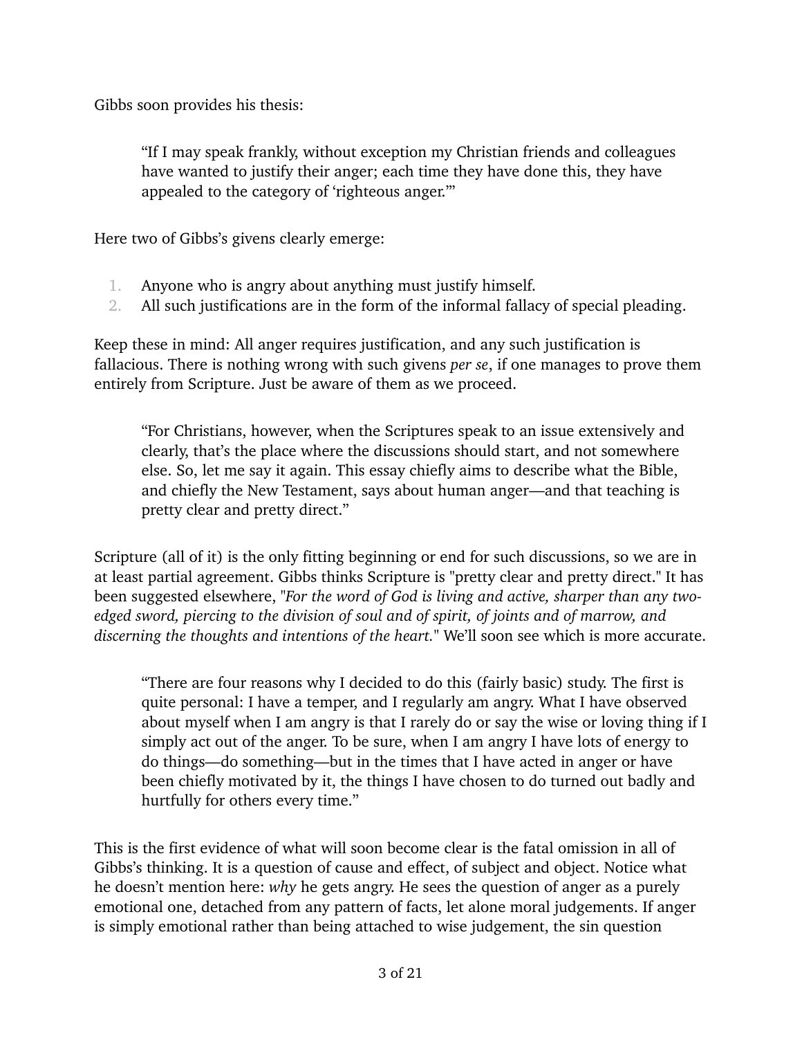Gibbs soon provides his thesis:

> "If I may speak frankly, without exception my Christian friends and colleagues have wanted to justify their anger; each time they have done this, they have appealed to the category of 'righteous anger.'"

Here two of Gibbs's givens clearly emerge:

1. Anyone who is angry about anything must justify himself.
2. All such justifications are in the form of the informal fallacy of special pleading.

Keep these in mind: All anger requires justification, and any such justification is fallacious. There is nothing wrong with such givens *per se*, if one manages to prove them entirely from Scripture. Just be aware of them as we proceed.

> "For Christians, however, when the Scriptures speak to an issue extensively and clearly, that's the place where the discussions should start, and not somewhere else. So, let me say it again. This essay chiefly aims to describe what the Bible, and chiefly the New Testament, says about human anger—and that teaching is pretty clear and pretty direct."

Scripture (all of it) is the only fitting beginning or end for such discussions, so we are in at least partial agreement. Gibbs thinks Scripture is "pretty clear and pretty direct." It has been suggested elsewhere, "*For the word of God is living and active, sharper than any two-edged sword, piercing to the division of soul and of spirit, of joints and of marrow, and discerning the thoughts and intentions of the heart.*" We'll soon see which is more accurate.

> "There are four reasons why I decided to do this (fairly basic) study. The first is quite personal: I have a temper, and I regularly am angry. What I have observed about myself when I am angry is that I rarely do or say the wise or loving thing if I simply act out of the anger. To be sure, when I am angry I have lots of energy to do things—do something—but in the times that I have acted in anger or have been chiefly motivated by it, the things I have chosen to do turned out badly and hurtfully for others every time."

This is the first evidence of what will soon become clear is the fatal omission in all of Gibbs's thinking. It is a question of cause and effect, of subject and object. Notice what he doesn't mention here: *why* he gets angry. He sees the question of anger as a purely emotional one, detached from any pattern of facts, let alone moral judgements. If anger is simply emotional rather than being attached to wise judgement, the sin question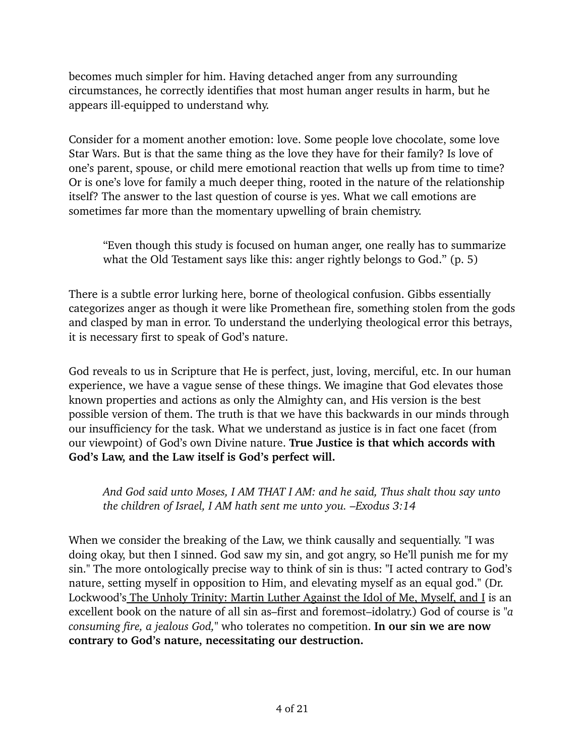becomes much simpler for him. Having detached anger from any surrounding circumstances, he correctly identifies that most human anger results in harm, but he appears ill-equipped to understand why.

Consider for a moment another emotion: love. Some people love chocolate, some love Star Wars. But is that the same thing as the love they have for their family? Is love of one's parent, spouse, or child mere emotional reaction that wells up from time to time? Or is one's love for family a much deeper thing, rooted in the nature of the relationship itself? The answer to the last question of course is yes. What we call emotions are sometimes far more than the momentary upwelling of brain chemistry.

> "Even though this study is focused on human anger, one really has to summarize what the Old Testament says like this: anger rightly belongs to God." (p. 5)

There is a subtle error lurking here, borne of theological confusion. Gibbs essentially categorizes anger as though it were like Promethean fire, something stolen from the gods and clasped by man in error. To understand the underlying theological error this betrays, it is necessary first to speak of God's nature.

God reveals to us in Scripture that He is perfect, just, loving, merciful, etc. In our human experience, we have a vague sense of these things. We imagine that God elevates those known properties and actions as only the Almighty can, and His version is the best possible version of them. The truth is that we have this backwards in our minds through our insufficiency for the task. What we understand as justice is in fact one facet (from our viewpoint) of God's own Divine nature. **True Justice is that which accords with God's Law, and the Law itself is God's perfect will.**

> *And God said unto Moses, I AM THAT I AM: and he said, Thus shalt thou say unto the children of Israel, I AM hath sent me unto you. –Exodus 3:14*

When we consider the breaking of the Law, we think causally and sequentially. "I was doing okay, but then I sinned. God saw my sin, and got angry, so He'll punish me for my sin." The more ontologically precise way to think of sin is thus: "I acted contrary to God's nature, setting myself in opposition to Him, and elevating myself as an equal god." (Dr. Lockwood's The Unholy Trinity: Martin Luther Against the Idol of Me, Myself, and I is an excellent book on the nature of all sin as–first and foremost–idolatry.) God of course is "*a consuming fire, a jealous God,*" who tolerates no competition. **In our sin we are now contrary to God's nature, necessitating our destruction.**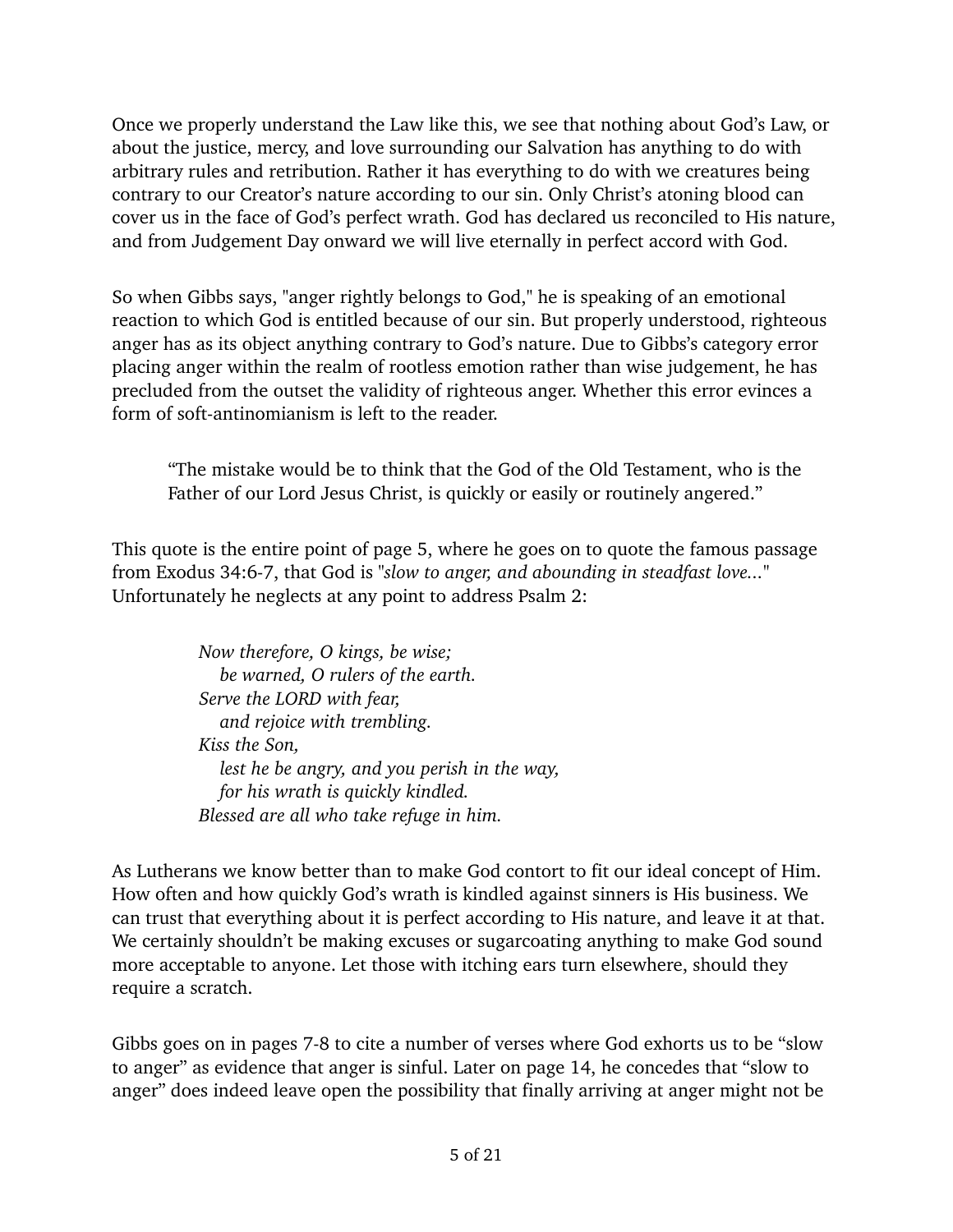Once we properly understand the Law like this, we see that nothing about God's Law, or about the justice, mercy, and love surrounding our Salvation has anything to do with arbitrary rules and retribution. Rather it has everything to do with we creatures being contrary to our Creator's nature according to our sin. Only Christ's atoning blood can cover us in the face of God's perfect wrath. God has declared us reconciled to His nature, and from Judgement Day onward we will live eternally in perfect accord with God.

So when Gibbs says, "anger rightly belongs to God," he is speaking of an emotional reaction to which God is entitled because of our sin. But properly understood, righteous anger has as its object anything contrary to God's nature. Due to Gibbs's category error placing anger within the realm of rootless emotion rather than wise judgement, he has precluded from the outset the validity of righteous anger. Whether this error evinces a form of soft-antinomianism is left to the reader.

> "The mistake would be to think that the God of the Old Testament, who is the Father of our Lord Jesus Christ, is quickly or easily or routinely angered."

This quote is the entire point of page 5, where he goes on to quote the famous passage from Exodus 34:6-7, that God is "*slow to anger, and abounding in steadfast love...*" Unfortunately he neglects at any point to address Psalm 2:

> *Now therefore, O kings, be wise;*
> *be warned, O rulers of the earth.*
> *Serve the LORD with fear,*
> *and rejoice with trembling.*
> *Kiss the Son,*
> *lest he be angry, and you perish in the way,*
> *for his wrath is quickly kindled.*
> *Blessed are all who take refuge in him.*

As Lutherans we know better than to make God contort to fit our ideal concept of Him. How often and how quickly God's wrath is kindled against sinners is His business. We can trust that everything about it is perfect according to His nature, and leave it at that. We certainly shouldn't be making excuses or sugarcoating anything to make God sound more acceptable to anyone. Let those with itching ears turn elsewhere, should they require a scratch.

Gibbs goes on in pages 7-8 to cite a number of verses where God exhorts us to be "slow to anger" as evidence that anger is sinful. Later on page 14, he concedes that "slow to anger" does indeed leave open the possibility that finally arriving at anger might not be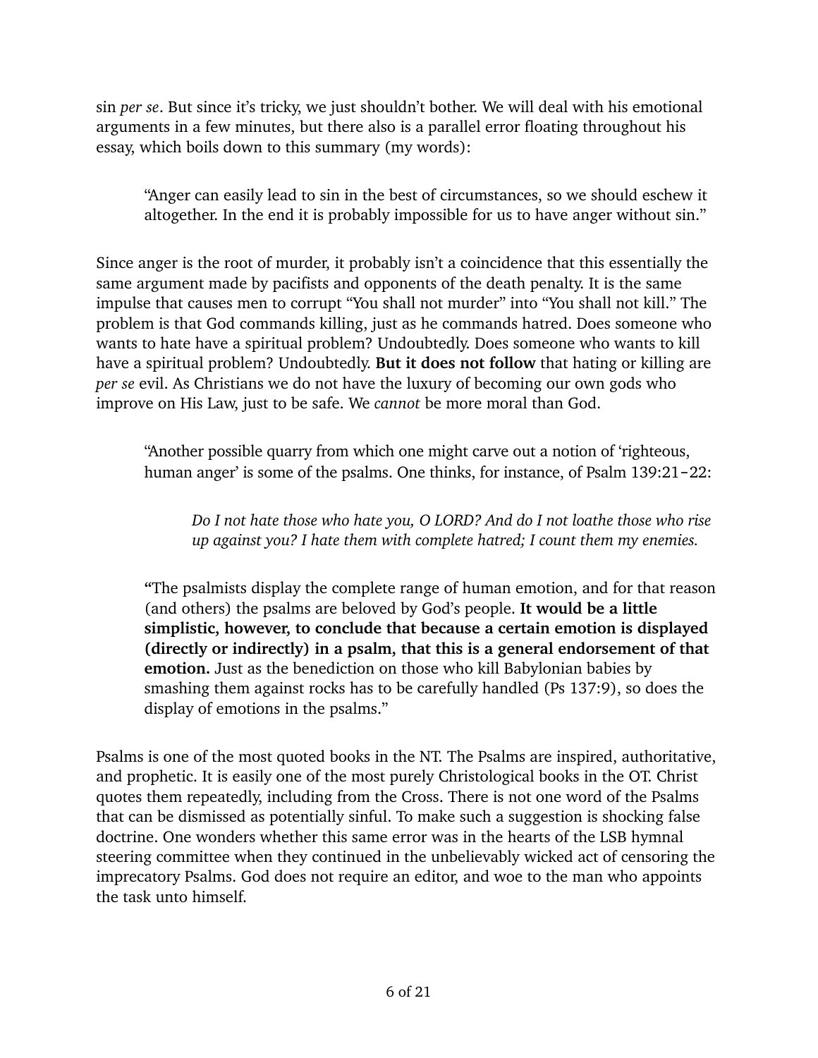sin *per se*. But since it's tricky, we just shouldn't bother. We will deal with his emotional arguments in a few minutes, but there also is a parallel error floating throughout his essay, which boils down to this summary (my words):

> "Anger can easily lead to sin in the best of circumstances, so we should eschew it altogether. In the end it is probably impossible for us to have anger without sin."

Since anger is the root of murder, it probably isn't a coincidence that this essentially the same argument made by pacifists and opponents of the death penalty. It is the same impulse that causes men to corrupt "You shall not murder" into "You shall not kill." The problem is that God commands killing, just as he commands hatred. Does someone who wants to hate have a spiritual problem? Undoubtedly. Does someone who wants to kill have a spiritual problem? Undoubtedly. **But it does not follow** that hating or killing are *per se* evil. As Christians we do not have the luxury of becoming our own gods who improve on His Law, just to be safe. We *cannot* be more moral than God.

> "Another possible quarry from which one might carve out a notion of 'righteous, human anger' is some of the psalms. One thinks, for instance, of Psalm 139:21-22:
>
> > *Do I not hate those who hate you, O LORD? And do I not loathe those who rise up against you? I hate them with complete hatred; I count them my enemies.*
>
> "The psalmists display the complete range of human emotion, and for that reason (and others) the psalms are beloved by God's people. **It would be a little simplistic, however, to conclude that because a certain emotion is displayed (directly or indirectly) in a psalm, that this is a general endorsement of that emotion.** Just as the benediction on those who kill Babylonian babies by smashing them against rocks has to be carefully handled (Ps 137:9), so does the display of emotions in the psalms."

Psalms is one of the most quoted books in the NT. The Psalms are inspired, authoritative, and prophetic. It is easily one of the most purely Christological books in the OT. Christ quotes them repeatedly, including from the Cross. There is not one word of the Psalms that can be dismissed as potentially sinful. To make such a suggestion is shocking false doctrine. One wonders whether this same error was in the hearts of the LSB hymnal steering committee when they continued in the unbelievably wicked act of censoring the imprecatory Psalms. God does not require an editor, and woe to the man who appoints the task unto himself.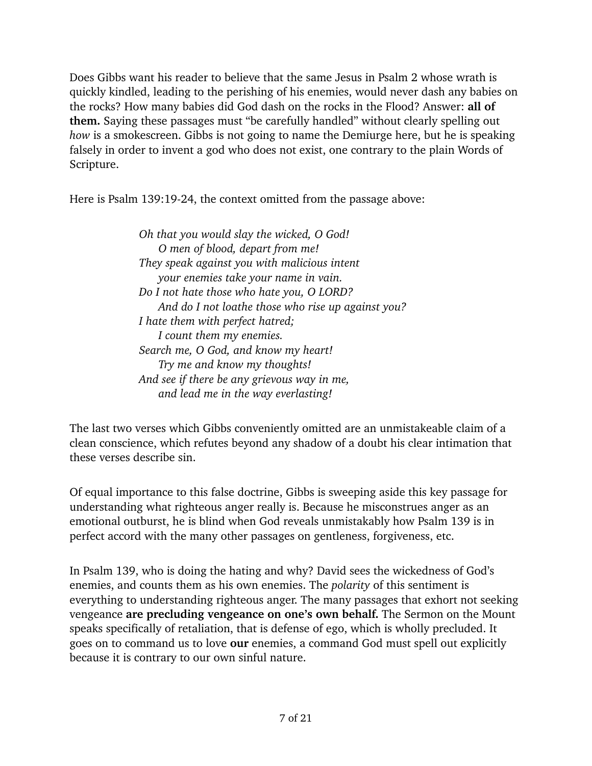Does Gibbs want his reader to believe that the same Jesus in Psalm 2 whose wrath is quickly kindled, leading to the perishing of his enemies, would never dash any babies on the rocks? How many babies did God dash on the rocks in the Flood? Answer: **all of them.** Saying these passages must "be carefully handled" without clearly spelling out *how* is a smokescreen. Gibbs is not going to name the Demiurge here, but he is speaking falsely in order to invent a god who does not exist, one contrary to the plain Words of Scripture.

Here is Psalm 139:19-24, the context omitted from the passage above:

> *Oh that you would slay the wicked, O God!*
> *O men of blood, depart from me!*
> *They speak against you with malicious intent*
> *your enemies take your name in vain.*
> *Do I not hate those who hate you, O LORD?*
> *And do I not loathe those who rise up against you?*
> *I hate them with perfect hatred;*
> *I count them my enemies.*
> *Search me, O God, and know my heart!*
> *Try me and know my thoughts!*
> *And see if there be any grievous way in me,*
> *and lead me in the way everlasting!*

The last two verses which Gibbs conveniently omitted are an unmistakeable claim of a clean conscience, which refutes beyond any shadow of a doubt his clear intimation that these verses describe sin.

Of equal importance to this false doctrine, Gibbs is sweeping aside this key passage for understanding what righteous anger really is. Because he misconstrues anger as an emotional outburst, he is blind when God reveals unmistakably how Psalm 139 is in perfect accord with the many other passages on gentleness, forgiveness, etc.

In Psalm 139, who is doing the hating and why? David sees the wickedness of God's enemies, and counts them as his own enemies. The *polarity* of this sentiment is everything to understanding righteous anger. The many passages that exhort not seeking vengeance **are precluding vengeance on one's own behalf.** The Sermon on the Mount speaks specifically of retaliation, that is defense of ego, which is wholly precluded. It goes on to command us to love **our** enemies, a command God must spell out explicitly because it is contrary to our own sinful nature.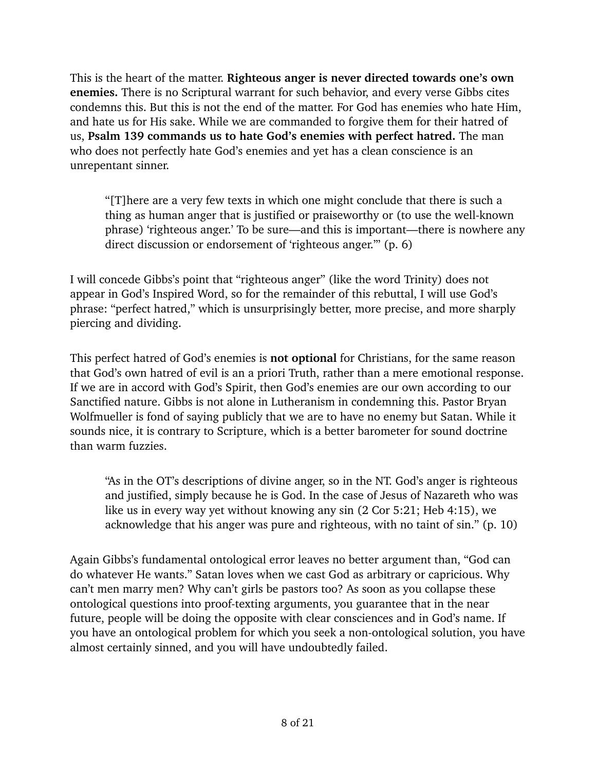This is the heart of the matter. **Righteous anger is never directed towards one's own enemies.** There is no Scriptural warrant for such behavior, and every verse Gibbs cites condemns this. But this is not the end of the matter. For God has enemies who hate Him, and hate us for His sake. While we are commanded to forgive them for their hatred of us, **Psalm 139 commands us to hate God's enemies with perfect hatred.** The man who does not perfectly hate God's enemies and yet has a clean conscience is an unrepentant sinner.

> "[T]here are a very few texts in which one might conclude that there is such a thing as human anger that is justified or praiseworthy or (to use the well-known phrase) 'righteous anger.' To be sure—and this is important—there is nowhere any direct discussion or endorsement of 'righteous anger.'" (p. 6)

I will concede Gibbs's point that "righteous anger" (like the word Trinity) does not appear in God's Inspired Word, so for the remainder of this rebuttal, I will use God's phrase: "perfect hatred," which is unsurprisingly better, more precise, and more sharply piercing and dividing.

This perfect hatred of God's enemies is **not optional** for Christians, for the same reason that God's own hatred of evil is an a priori Truth, rather than a mere emotional response. If we are in accord with God's Spirit, then God's enemies are our own according to our Sanctified nature. Gibbs is not alone in Lutheranism in condemning this. Pastor Bryan Wolfmueller is fond of saying publicly that we are to have no enemy but Satan. While it sounds nice, it is contrary to Scripture, which is a better barometer for sound doctrine than warm fuzzies.

> "As in the OT's descriptions of divine anger, so in the NT. God's anger is righteous and justified, simply because he is God. In the case of Jesus of Nazareth who was like us in every way yet without knowing any sin (2 Cor 5:21; Heb 4:15), we acknowledge that his anger was pure and righteous, with no taint of sin." (p. 10)

Again Gibbs's fundamental ontological error leaves no better argument than, "God can do whatever He wants." Satan loves when we cast God as arbitrary or capricious. Why can't men marry men? Why can't girls be pastors too? As soon as you collapse these ontological questions into proof-texting arguments, you guarantee that in the near future, people will be doing the opposite with clear consciences and in God's name. If you have an ontological problem for which you seek a non-ontological solution, you have almost certainly sinned, and you will have undoubtedly failed.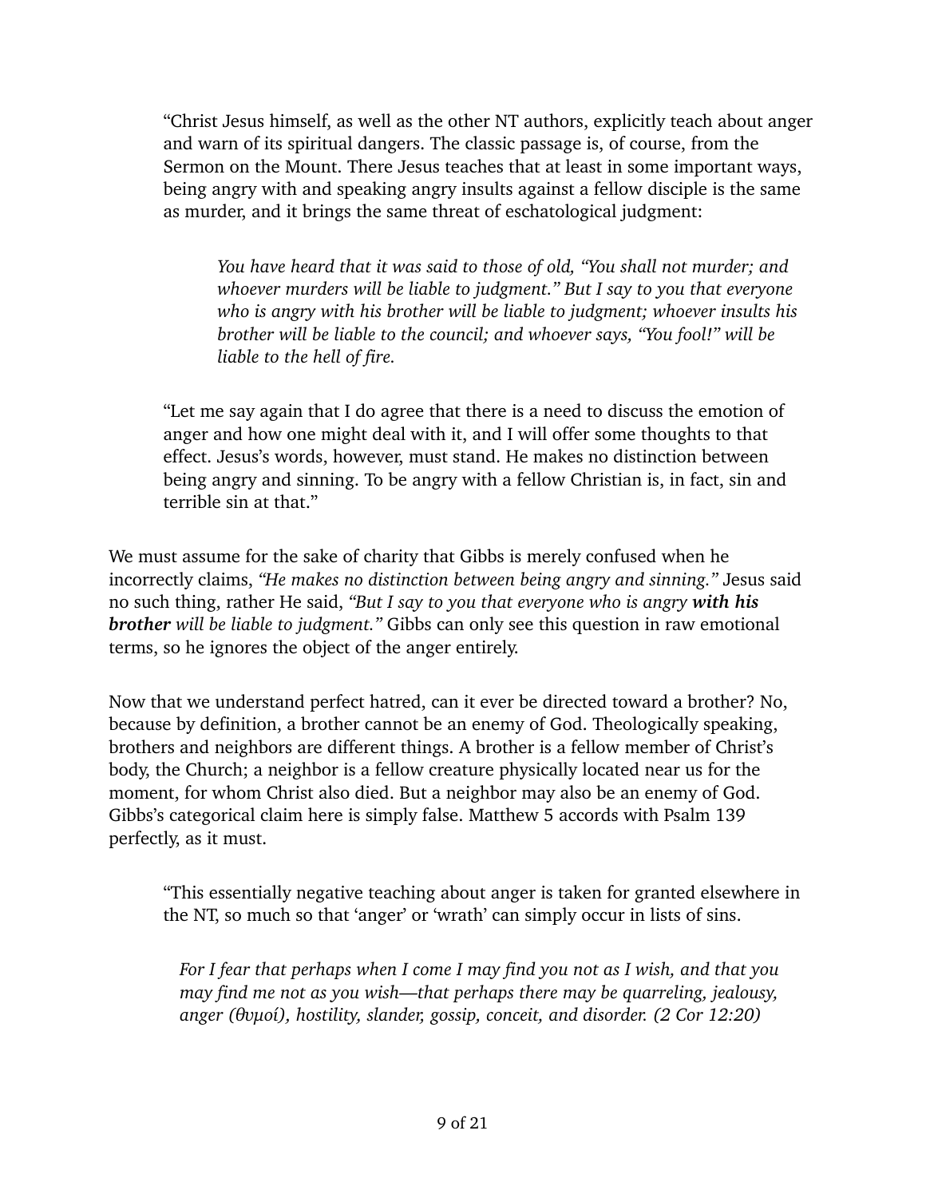> "Christ Jesus himself, as well as the other NT authors, explicitly teach about anger and warn of its spiritual dangers. The classic passage is, of course, from the Sermon on the Mount. There Jesus teaches that at least in some important ways, being angry with and speaking angry insults against a fellow disciple is the same as murder, and it brings the same threat of eschatological judgment:
>
> > *You have heard that it was said to those of old, "You shall not murder; and whoever murders will be liable to judgment." But I say to you that everyone who is angry with his brother will be liable to judgment; whoever insults his brother will be liable to the council; and whoever says, "You fool!" will be liable to the hell of fire.*
>
> "Let me say again that I do agree that there is a need to discuss the emotion of anger and how one might deal with it, and I will offer some thoughts to that effect. Jesus's words, however, must stand. He makes no distinction between being angry and sinning. To be angry with a fellow Christian is, in fact, sin and terrible sin at that."

We must assume for the sake of charity that Gibbs is merely confused when he incorrectly claims, *"He makes no distinction between being angry and sinning."* Jesus said no such thing, rather He said, *"But I say to you that everyone who is angry **with his brother** will be liable to judgment."* Gibbs can only see this question in raw emotional terms, so he ignores the object of the anger entirely.

Now that we understand perfect hatred, can it ever be directed toward a brother? No, because by definition, a brother cannot be an enemy of God. Theologically speaking, brothers and neighbors are different things. A brother is a fellow member of Christ's body, the Church; a neighbor is a fellow creature physically located near us for the moment, for whom Christ also died. But a neighbor may also be an enemy of God. Gibbs's categorical claim here is simply false. Matthew 5 accords with Psalm 139 perfectly, as it must.

> "This essentially negative teaching about anger is taken for granted elsewhere in the NT, so much so that 'anger' or 'wrath' can simply occur in lists of sins.
>
> > *For I fear that perhaps when I come I may find you not as I wish, and that you may find me not as you wish—that perhaps there may be quarreling, jealousy, anger (θυμοί), hostility, slander, gossip, conceit, and disorder. (2 Cor 12:20)*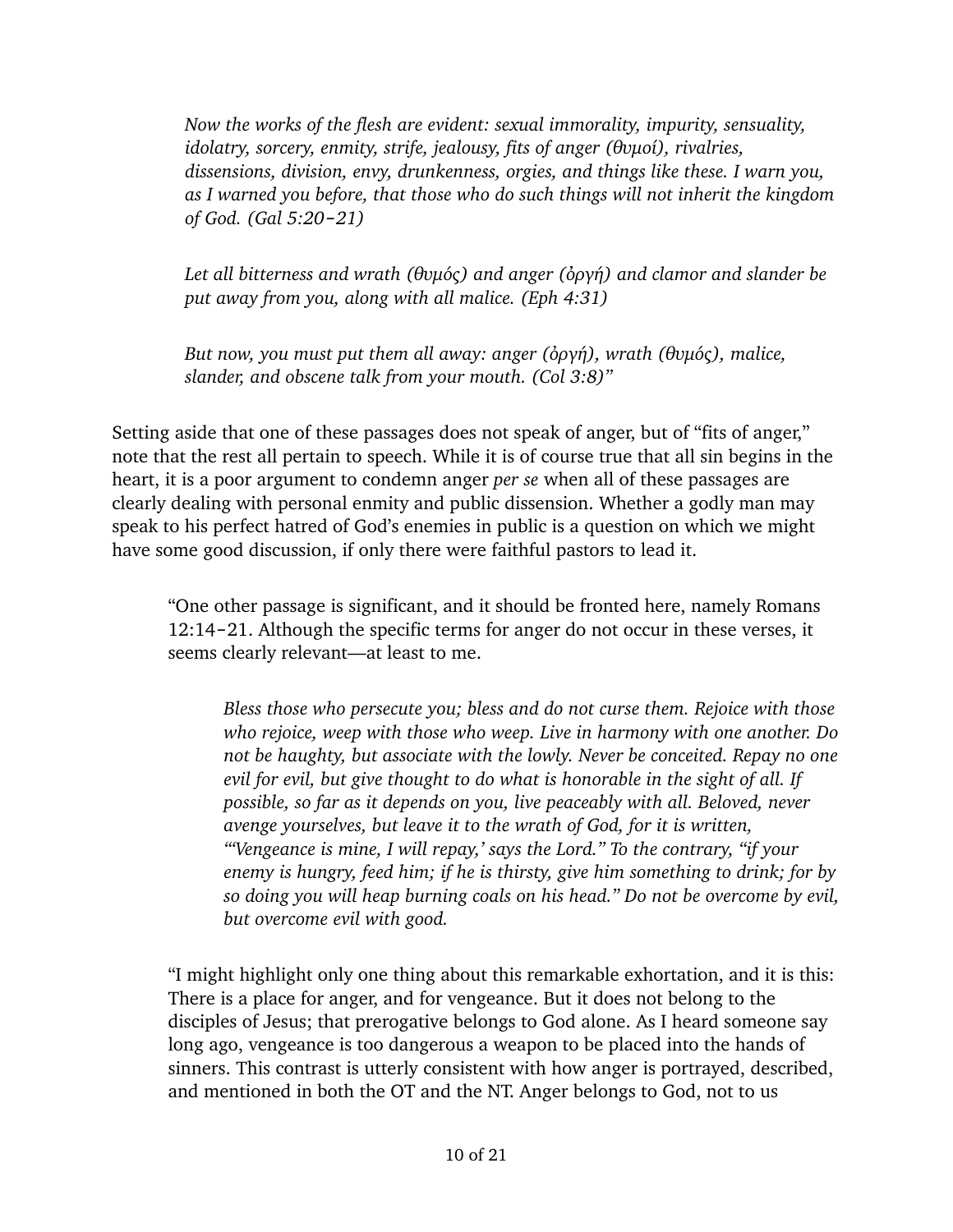> *Now the works of the flesh are evident: sexual immorality, impurity, sensuality, idolatry, sorcery, enmity, strife, jealousy, fits of anger (θυμοί), rivalries, dissensions, division, envy, drunkenness, orgies, and things like these. I warn you, as I warned you before, that those who do such things will not inherit the kingdom of God. (Gal 5:20–21)*
>
> *Let all bitterness and wrath (θυμός) and anger (ὀργή) and clamor and slander be put away from you, along with all malice. (Eph 4:31)*
>
> *But now, you must put them all away: anger (ὀργή), wrath (θυμός), malice, slander, and obscene talk from your mouth. (Col 3:8)"*

Setting aside that one of these passages does not speak of anger, but of "fits of anger," note that the rest all pertain to speech. While it is of course true that all sin begins in the heart, it is a poor argument to condemn anger *per se* when all of these passages are clearly dealing with personal enmity and public dissension. Whether a godly man may speak to his perfect hatred of God's enemies in public is a question on which we might have some good discussion, if only there were faithful pastors to lead it.

> "One other passage is significant, and it should be fronted here, namely Romans 12:14–21. Although the specific terms for anger do not occur in these verses, it seems clearly relevant—at least to me.
>
> > *Bless those who persecute you; bless and do not curse them. Rejoice with those who rejoice, weep with those who weep. Live in harmony with one another. Do not be haughty, but associate with the lowly. Never be conceited. Repay no one evil for evil, but give thought to do what is honorable in the sight of all. If possible, so far as it depends on you, live peaceably with all. Beloved, never avenge yourselves, but leave it to the wrath of God, for it is written, "'Vengeance is mine, I will repay,' says the Lord." To the contrary, "if your enemy is hungry, feed him; if he is thirsty, give him something to drink; for by so doing you will heap burning coals on his head." Do not be overcome by evil, but overcome evil with good.*
>
> "I might highlight only one thing about this remarkable exhortation, and it is this: There is a place for anger, and for vengeance. But it does not belong to the disciples of Jesus; that prerogative belongs to God alone. As I heard someone say long ago, vengeance is too dangerous a weapon to be placed into the hands of sinners. This contrast is utterly consistent with how anger is portrayed, described, and mentioned in both the OT and the NT. Anger belongs to God, not to us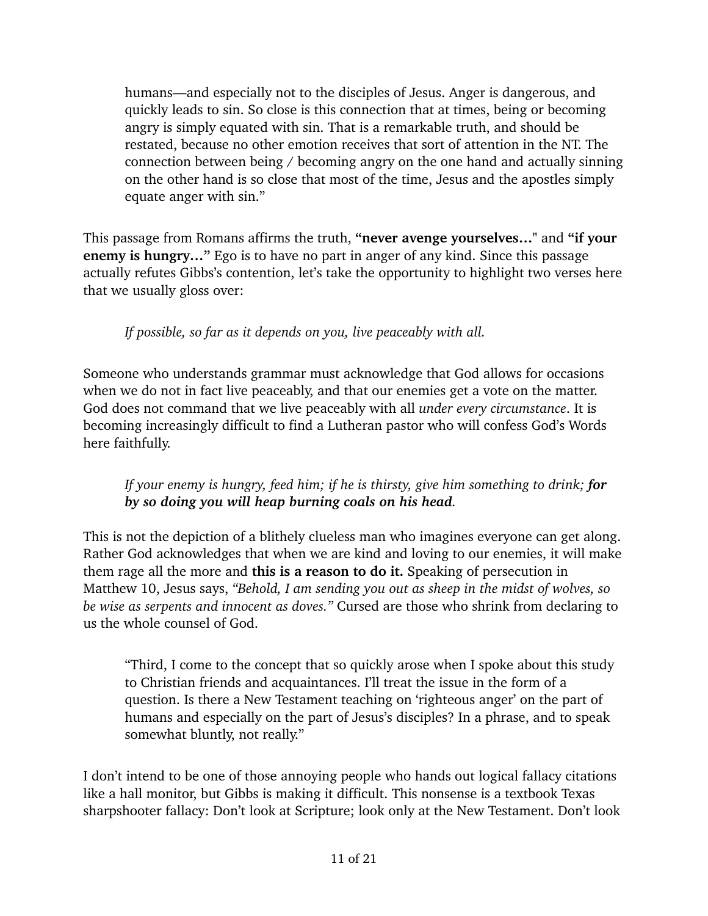> humans—and especially not to the disciples of Jesus. Anger is dangerous, and quickly leads to sin. So close is this connection that at times, being or becoming angry is simply equated with sin. That is a remarkable truth, and should be restated, because no other emotion receives that sort of attention in the NT. The connection between being / becoming angry on the one hand and actually sinning on the other hand is so close that most of the time, Jesus and the apostles simply equate anger with sin."

This passage from Romans affirms the truth, **"never avenge yourselves…**" and **"if your enemy is hungry…"** Ego is to have no part in anger of any kind. Since this passage actually refutes Gibbs's contention, let's take the opportunity to highlight two verses here that we usually gloss over:

> *If possible, so far as it depends on you, live peaceably with all.*

Someone who understands grammar must acknowledge that God allows for occasions when we do not in fact live peaceably, and that our enemies get a vote on the matter. God does not command that we live peaceably with all *under every circumstance*. It is becoming increasingly difficult to find a Lutheran pastor who will confess God's Words here faithfully.

> *If your enemy is hungry, feed him; if he is thirsty, give him something to drink;* ***for by so doing you will heap burning coals on his head.***

This is not the depiction of a blithely clueless man who imagines everyone can get along. Rather God acknowledges that when we are kind and loving to our enemies, it will make them rage all the more and **this is a reason to do it.** Speaking of persecution in Matthew 10, Jesus says, *"Behold, I am sending you out as sheep in the midst of wolves, so be wise as serpents and innocent as doves."* Cursed are those who shrink from declaring to us the whole counsel of God.

> "Third, I come to the concept that so quickly arose when I spoke about this study to Christian friends and acquaintances. I'll treat the issue in the form of a question. Is there a New Testament teaching on 'righteous anger' on the part of humans and especially on the part of Jesus's disciples? In a phrase, and to speak somewhat bluntly, not really."

I don't intend to be one of those annoying people who hands out logical fallacy citations like a hall monitor, but Gibbs is making it difficult. This nonsense is a textbook Texas sharpshooter fallacy: Don't look at Scripture; look only at the New Testament. Don't look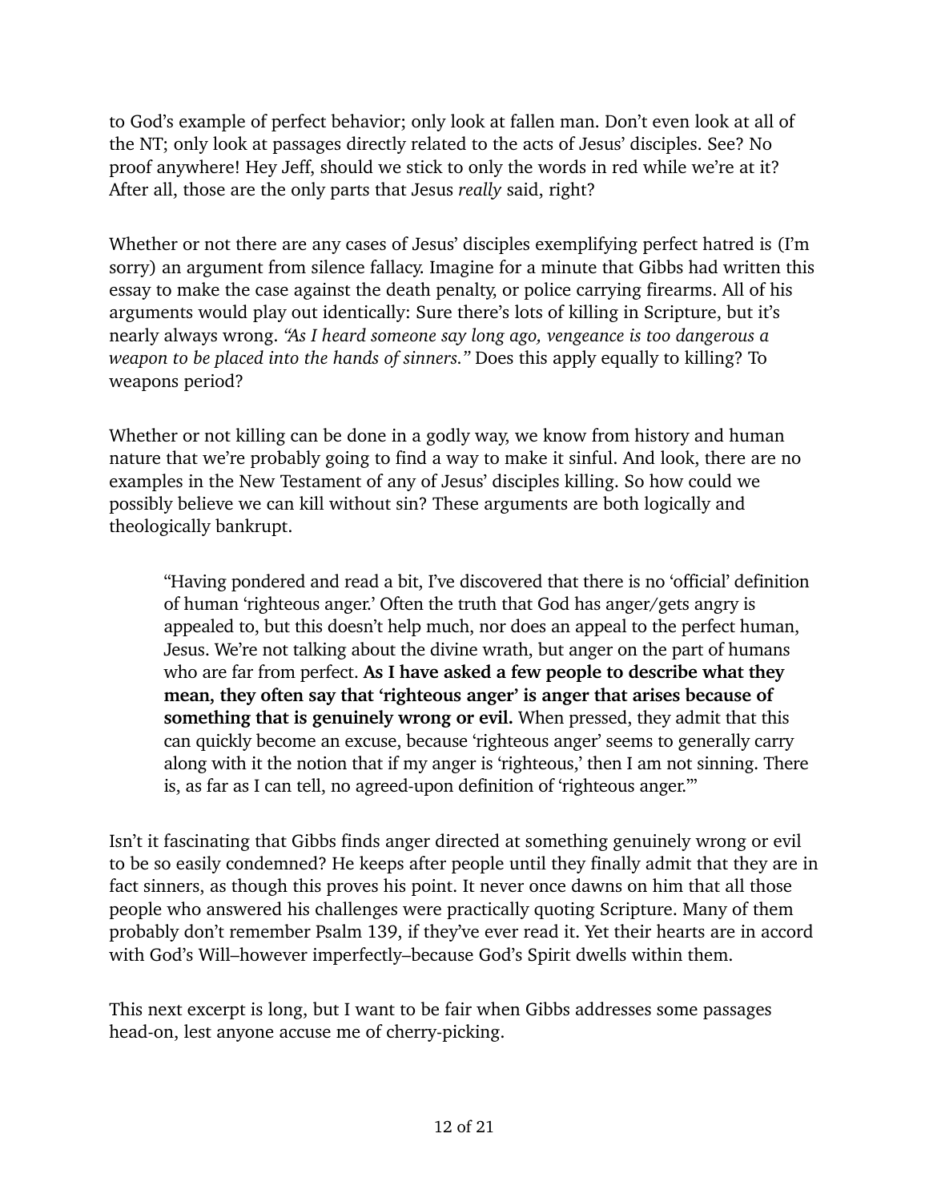to God's example of perfect behavior; only look at fallen man. Don't even look at all of the NT; only look at passages directly related to the acts of Jesus' disciples. See? No proof anywhere! Hey Jeff, should we stick to only the words in red while we're at it? After all, those are the only parts that Jesus *really* said, right?

Whether or not there are any cases of Jesus' disciples exemplifying perfect hatred is (I'm sorry) an argument from silence fallacy. Imagine for a minute that Gibbs had written this essay to make the case against the death penalty, or police carrying firearms. All of his arguments would play out identically: Sure there's lots of killing in Scripture, but it's nearly always wrong. *"As I heard someone say long ago, vengeance is too dangerous a weapon to be placed into the hands of sinners."* Does this apply equally to killing? To weapons period?

Whether or not killing can be done in a godly way, we know from history and human nature that we're probably going to find a way to make it sinful. And look, there are no examples in the New Testament of any of Jesus' disciples killing. So how could we possibly believe we can kill without sin? These arguments are both logically and theologically bankrupt.

> "Having pondered and read a bit, I've discovered that there is no 'official' definition of human 'righteous anger.' Often the truth that God has anger/gets angry is appealed to, but this doesn't help much, nor does an appeal to the perfect human, Jesus. We're not talking about the divine wrath, but anger on the part of humans who are far from perfect. **As I have asked a few people to describe what they mean, they often say that 'righteous anger' is anger that arises because of something that is genuinely wrong or evil.** When pressed, they admit that this can quickly become an excuse, because 'righteous anger' seems to generally carry along with it the notion that if my anger is 'righteous,' then I am not sinning. There is, as far as I can tell, no agreed-upon definition of 'righteous anger.'"

Isn't it fascinating that Gibbs finds anger directed at something genuinely wrong or evil to be so easily condemned? He keeps after people until they finally admit that they are in fact sinners, as though this proves his point. It never once dawns on him that all those people who answered his challenges were practically quoting Scripture. Many of them probably don't remember Psalm 139, if they've ever read it. Yet their hearts are in accord with God's Will–however imperfectly–because God's Spirit dwells within them.

This next excerpt is long, but I want to be fair when Gibbs addresses some passages head-on, lest anyone accuse me of cherry-picking.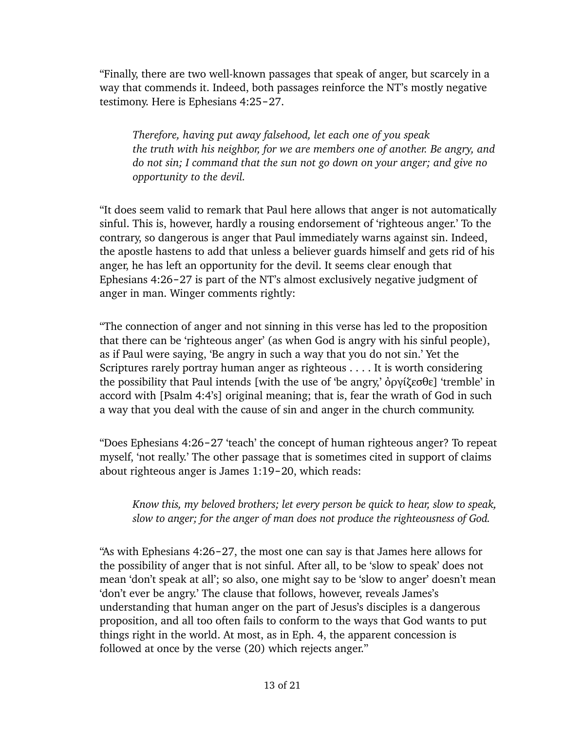"Finally, there are two well-known passages that speak of anger, but scarcely in a way that commends it. Indeed, both passages reinforce the NT's mostly negative testimony. Here is Ephesians 4:25-27.

> *Therefore, having put away falsehood, let each one of you speak the truth with his neighbor, for we are members one of another. Be angry, and do not sin; I command that the sun not go down on your anger; and give no opportunity to the devil.*

"It does seem valid to remark that Paul here allows that anger is not automatically sinful. This is, however, hardly a rousing endorsement of 'righteous anger.' To the contrary, so dangerous is anger that Paul immediately warns against sin. Indeed, the apostle hastens to add that unless a believer guards himself and gets rid of his anger, he has left an opportunity for the devil. It seems clear enough that Ephesians 4:26-27 is part of the NT's almost exclusively negative judgment of anger in man. Winger comments rightly:

"The connection of anger and not sinning in this verse has led to the proposition that there can be 'righteous anger' (as when God is angry with his sinful people), as if Paul were saying, 'Be angry in such a way that you do not sin.' Yet the Scriptures rarely portray human anger as righteous . . . . It is worth considering the possibility that Paul intends [with the use of 'be angry,' ὀργίζεσθε] 'tremble' in accord with [Psalm 4:4's] original meaning; that is, fear the wrath of God in such a way that you deal with the cause of sin and anger in the church community.

"Does Ephesians 4:26-27 'teach' the concept of human righteous anger? To repeat myself, 'not really.' The other passage that is sometimes cited in support of claims about righteous anger is James 1:19-20, which reads:

> *Know this, my beloved brothers; let every person be quick to hear, slow to speak, slow to anger; for the anger of man does not produce the righteousness of God.*

"As with Ephesians 4:26-27, the most one can say is that James here allows for the possibility of anger that is not sinful. After all, to be 'slow to speak' does not mean 'don't speak at all'; so also, one might say to be 'slow to anger' doesn't mean 'don't ever be angry.' The clause that follows, however, reveals James's understanding that human anger on the part of Jesus's disciples is a dangerous proposition, and all too often fails to conform to the ways that God wants to put things right in the world. At most, as in Eph. 4, the apparent concession is followed at once by the verse (20) which rejects anger."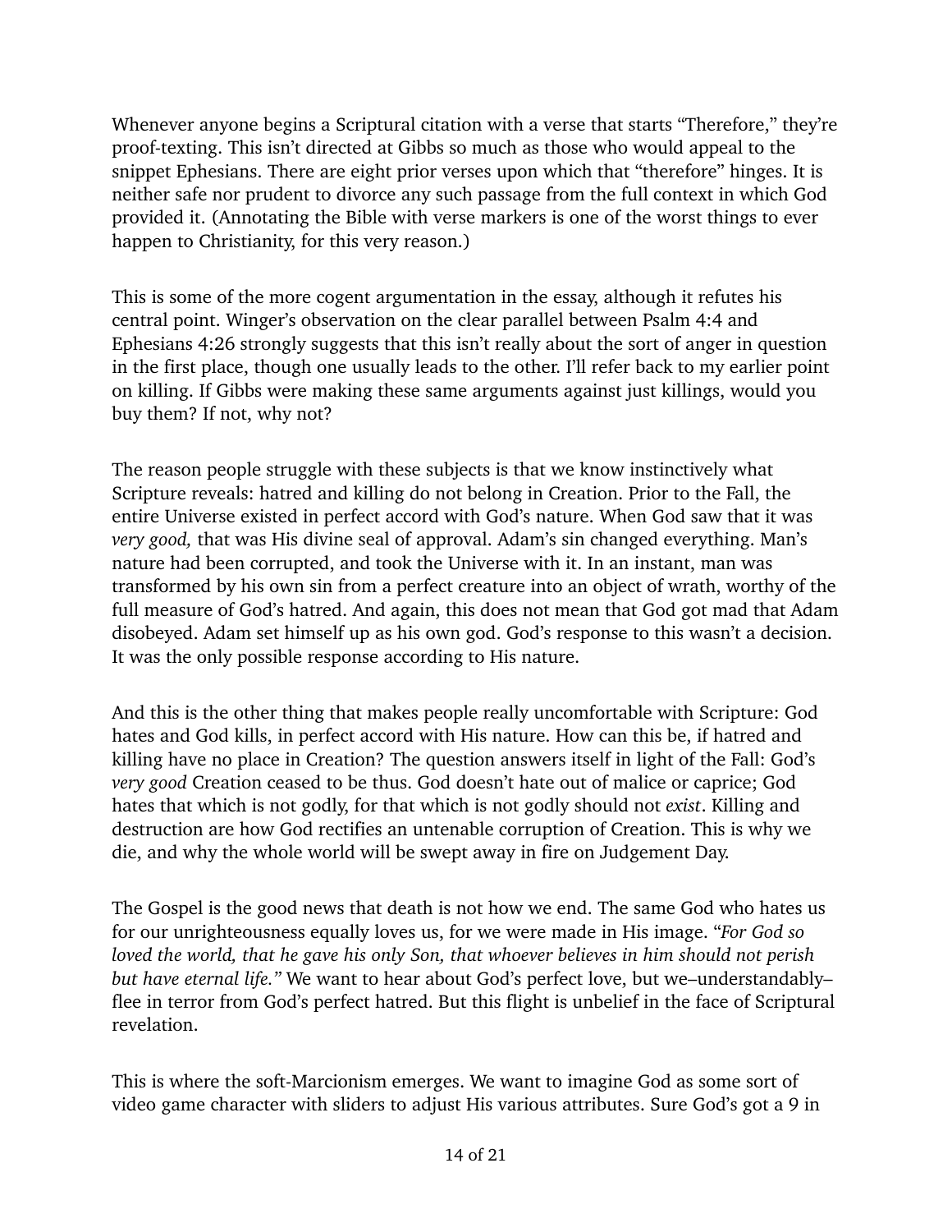Whenever anyone begins a Scriptural citation with a verse that starts "Therefore," they're proof-texting. This isn't directed at Gibbs so much as those who would appeal to the snippet Ephesians. There are eight prior verses upon which that "therefore" hinges. It is neither safe nor prudent to divorce any such passage from the full context in which God provided it. (Annotating the Bible with verse markers is one of the worst things to ever happen to Christianity, for this very reason.)

This is some of the more cogent argumentation in the essay, although it refutes his central point. Winger's observation on the clear parallel between Psalm 4:4 and Ephesians 4:26 strongly suggests that this isn't really about the sort of anger in question in the first place, though one usually leads to the other. I'll refer back to my earlier point on killing. If Gibbs were making these same arguments against just killings, would you buy them? If not, why not?

The reason people struggle with these subjects is that we know instinctively what Scripture reveals: hatred and killing do not belong in Creation. Prior to the Fall, the entire Universe existed in perfect accord with God's nature. When God saw that it was *very good,* that was His divine seal of approval. Adam's sin changed everything. Man's nature had been corrupted, and took the Universe with it. In an instant, man was transformed by his own sin from a perfect creature into an object of wrath, worthy of the full measure of God's hatred. And again, this does not mean that God got mad that Adam disobeyed. Adam set himself up as his own god. God's response to this wasn't a decision. It was the only possible response according to His nature.

And this is the other thing that makes people really uncomfortable with Scripture: God hates and God kills, in perfect accord with His nature. How can this be, if hatred and killing have no place in Creation? The question answers itself in light of the Fall: God's *very good* Creation ceased to be thus. God doesn't hate out of malice or caprice; God hates that which is not godly, for that which is not godly should not *exist*. Killing and destruction are how God rectifies an untenable corruption of Creation. This is why we die, and why the whole world will be swept away in fire on Judgement Day.

The Gospel is the good news that death is not how we end. The same God who hates us for our unrighteousness equally loves us, for we were made in His image. "*For God so loved the world, that he gave his only Son, that whoever believes in him should not perish but have eternal life.*" We want to hear about God's perfect love, but we–understandably–flee in terror from God's perfect hatred. But this flight is unbelief in the face of Scriptural revelation.

This is where the soft-Marcionism emerges. We want to imagine God as some sort of video game character with sliders to adjust His various attributes. Sure God's got a 9 in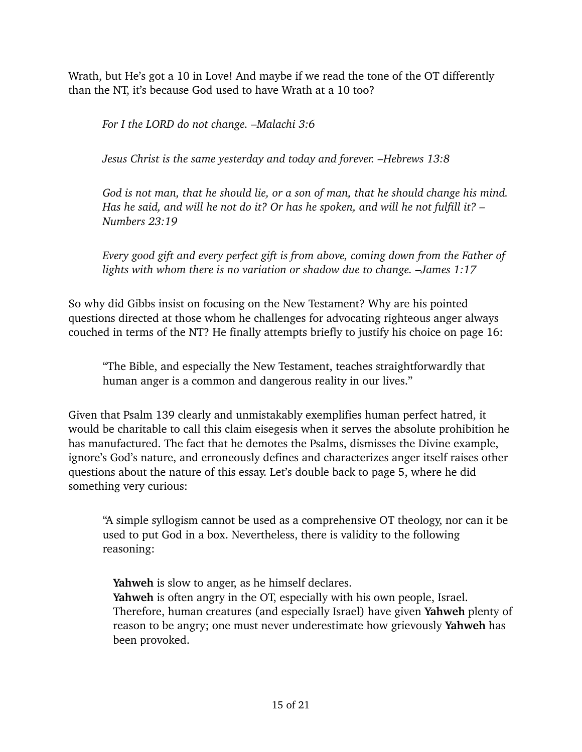Wrath, but He's got a 10 in Love! And maybe if we read the tone of the OT differently than the NT, it's because God used to have Wrath at a 10 too?

> *For I the LORD do not change. –Malachi 3:6*
>
> *Jesus Christ is the same yesterday and today and forever. –Hebrews 13:8*
>
> *God is not man, that he should lie, or a son of man, that he should change his mind. Has he said, and will he not do it? Or has he spoken, and will he not fulfill it? –Numbers 23:19*
>
> *Every good gift and every perfect gift is from above, coming down from the Father of lights with whom there is no variation or shadow due to change. –James 1:17*

So why did Gibbs insist on focusing on the New Testament? Why are his pointed questions directed at those whom he challenges for advocating righteous anger always couched in terms of the NT? He finally attempts briefly to justify his choice on page 16:

> "The Bible, and especially the New Testament, teaches straightforwardly that human anger is a common and dangerous reality in our lives."

Given that Psalm 139 clearly and unmistakably exemplifies human perfect hatred, it would be charitable to call this claim eisegesis when it serves the absolute prohibition he has manufactured. The fact that he demotes the Psalms, dismisses the Divine example, ignore's God's nature, and erroneously defines and characterizes anger itself raises other questions about the nature of this essay. Let's double back to page 5, where he did something very curious:

> "A simple syllogism cannot be used as a comprehensive OT theology, nor can it be used to put God in a box. Nevertheless, there is validity to the following reasoning:
>
> **Yahweh** is slow to anger, as he himself declares.
> **Yahweh** is often angry in the OT, especially with his own people, Israel.
> Therefore, human creatures (and especially Israel) have given **Yahweh** plenty of reason to be angry; one must never underestimate how grievously **Yahweh** has been provoked.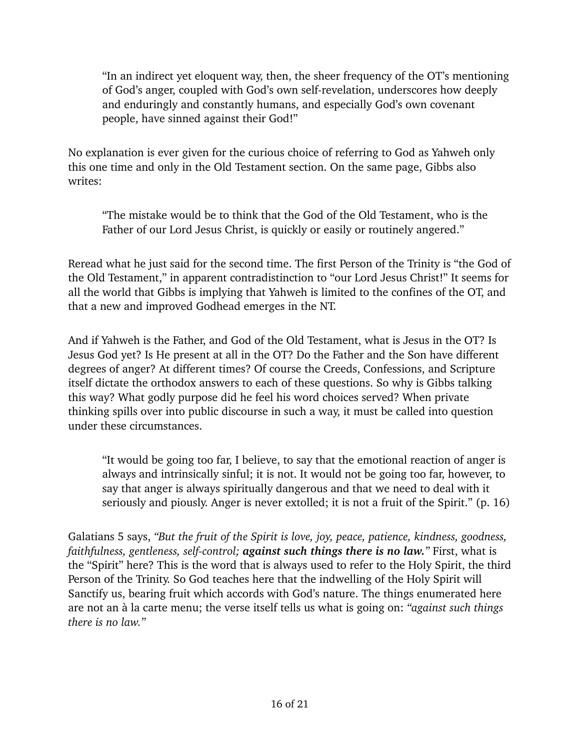> "In an indirect yet eloquent way, then, the sheer frequency of the OT's mentioning of God's anger, coupled with God's own self-revelation, underscores how deeply and enduringly and constantly humans, and especially God's own covenant people, have sinned against their God!"

No explanation is ever given for the curious choice of referring to God as Yahweh only this one time and only in the Old Testament section. On the same page, Gibbs also writes:

> "The mistake would be to think that the God of the Old Testament, who is the Father of our Lord Jesus Christ, is quickly or easily or routinely angered."

Reread what he just said for the second time. The first Person of the Trinity is "the God of the Old Testament," in apparent contradistinction to "our Lord Jesus Christ!" It seems for all the world that Gibbs is implying that Yahweh is limited to the confines of the OT, and that a new and improved Godhead emerges in the NT.

And if Yahweh is the Father, and God of the Old Testament, what is Jesus in the OT? Is Jesus God yet? Is He present at all in the OT? Do the Father and the Son have different degrees of anger? At different times? Of course the Creeds, Confessions, and Scripture itself dictate the orthodox answers to each of these questions. So why is Gibbs talking this way? What godly purpose did he feel his word choices served? When private thinking spills over into public discourse in such a way, it must be called into question under these circumstances.

> "It would be going too far, I believe, to say that the emotional reaction of anger is always and intrinsically sinful; it is not. It would not be going too far, however, to say that anger is always spiritually dangerous and that we need to deal with it seriously and piously. Anger is never extolled; it is not a fruit of the Spirit." (p. 16)

Galatians 5 says, *"But the fruit of the Spirit is love, joy, peace, patience, kindness, goodness, faithfulness, gentleness, self-control;* ***against such things there is no law.****"* First, what is the "Spirit" here? This is the word that is always used to refer to the Holy Spirit, the third Person of the Trinity. So God teaches here that the indwelling of the Holy Spirit will Sanctify us, bearing fruit which accords with God's nature. The things enumerated here are not an à la carte menu; the verse itself tells us what is going on: *"against such things there is no law."*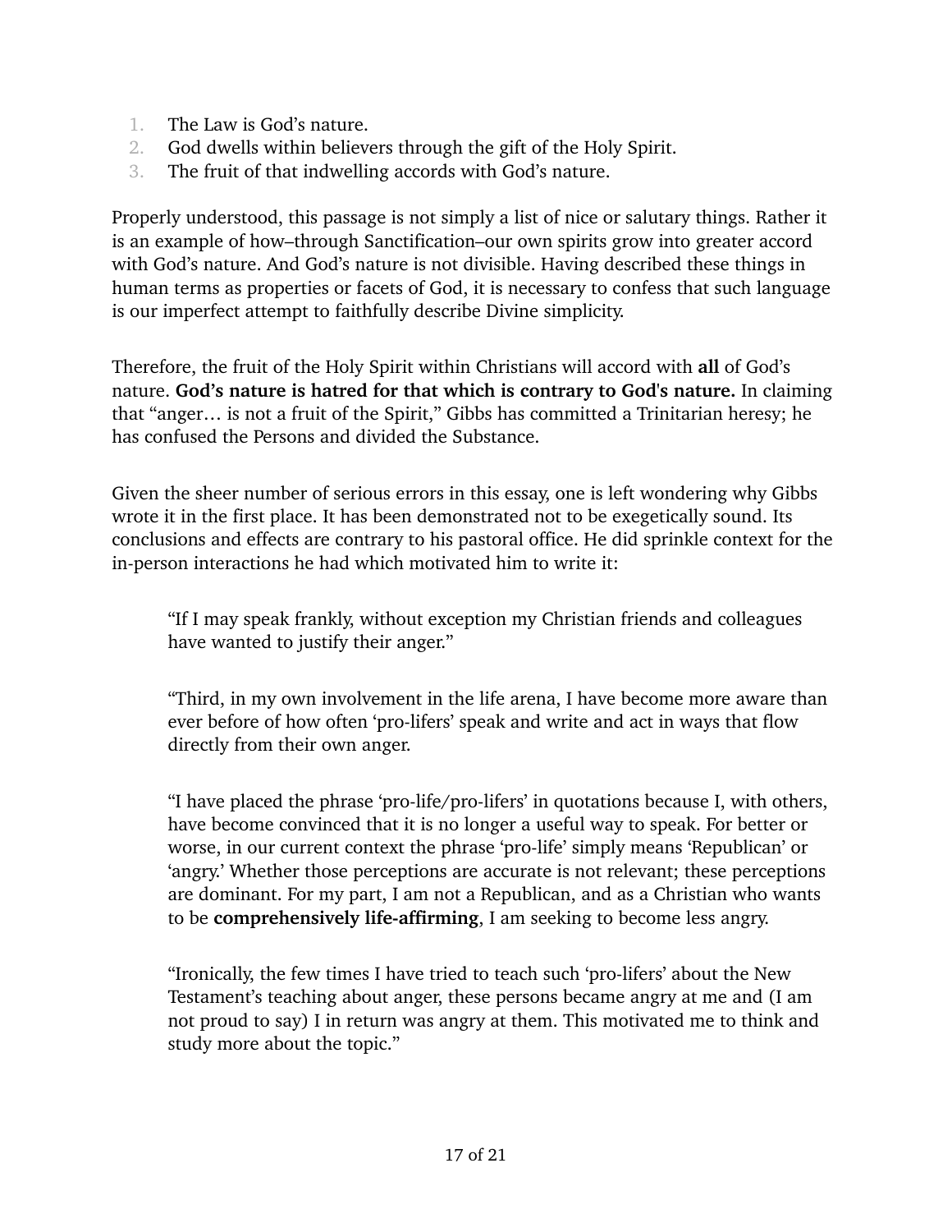1. The Law is God's nature.
2. God dwells within believers through the gift of the Holy Spirit.
3. The fruit of that indwelling accords with God's nature.

Properly understood, this passage is not simply a list of nice or salutary things. Rather it is an example of how–through Sanctification–our own spirits grow into greater accord with God's nature. And God's nature is not divisible. Having described these things in human terms as properties or facets of God, it is necessary to confess that such language is our imperfect attempt to faithfully describe Divine simplicity.

Therefore, the fruit of the Holy Spirit within Christians will accord with **all** of God's nature. **God's nature is hatred for that which is contrary to God's nature.** In claiming that "anger… is not a fruit of the Spirit," Gibbs has committed a Trinitarian heresy; he has confused the Persons and divided the Substance.

Given the sheer number of serious errors in this essay, one is left wondering why Gibbs wrote it in the first place. It has been demonstrated not to be exegetically sound. Its conclusions and effects are contrary to his pastoral office. He did sprinkle context for the in-person interactions he had which motivated him to write it:

> "If I may speak frankly, without exception my Christian friends and colleagues have wanted to justify their anger."
>
> "Third, in my own involvement in the life arena, I have become more aware than ever before of how often 'pro-lifers' speak and write and act in ways that flow directly from their own anger.
>
> "I have placed the phrase 'pro-life/pro-lifers' in quotations because I, with others, have become convinced that it is no longer a useful way to speak. For better or worse, in our current context the phrase 'pro-life' simply means 'Republican' or 'angry.' Whether those perceptions are accurate is not relevant; these perceptions are dominant. For my part, I am not a Republican, and as a Christian who wants to be **comprehensively life-affirming**, I am seeking to become less angry.
>
> "Ironically, the few times I have tried to teach such 'pro-lifers' about the New Testament's teaching about anger, these persons became angry at me and (I am not proud to say) I in return was angry at them. This motivated me to think and study more about the topic."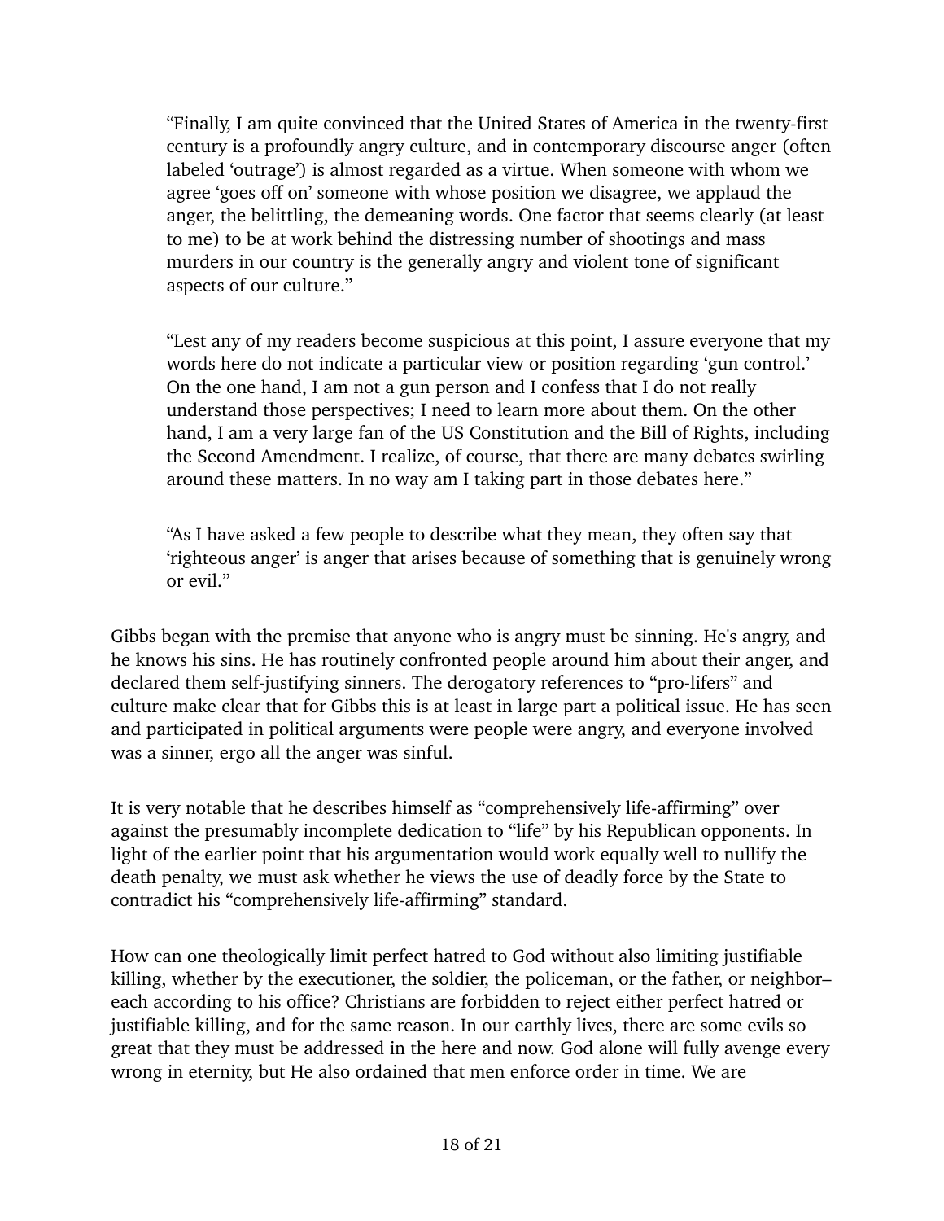> “Finally, I am quite convinced that the United States of America in the twenty-first century is a profoundly angry culture, and in contemporary discourse anger (often labeled ‘outrage’) is almost regarded as a virtue. When someone with whom we agree ‘goes off on’ someone with whose position we disagree, we applaud the anger, the belittling, the demeaning words. One factor that seems clearly (at least to me) to be at work behind the distressing number of shootings and mass murders in our country is the generally angry and violent tone of significant aspects of our culture.”
>
> “Lest any of my readers become suspicious at this point, I assure everyone that my words here do not indicate a particular view or position regarding ‘gun control.’ On the one hand, I am not a gun person and I confess that I do not really understand those perspectives; I need to learn more about them. On the other hand, I am a very large fan of the US Constitution and the Bill of Rights, including the Second Amendment. I realize, of course, that there are many debates swirling around these matters. In no way am I taking part in those debates here.”
>
> “As I have asked a few people to describe what they mean, they often say that ‘righteous anger’ is anger that arises because of something that is genuinely wrong or evil.”

Gibbs began with the premise that anyone who is angry must be sinning. He's angry, and he knows his sins. He has routinely confronted people around him about their anger, and declared them self-justifying sinners. The derogatory references to “pro-lifers” and culture make clear that for Gibbs this is at least in large part a political issue. He has seen and participated in political arguments were people were angry, and everyone involved was a sinner, ergo all the anger was sinful.

It is very notable that he describes himself as “comprehensively life-affirming” over against the presumably incomplete dedication to “life” by his Republican opponents. In light of the earlier point that his argumentation would work equally well to nullify the death penalty, we must ask whether he views the use of deadly force by the State to contradict his “comprehensively life-affirming” standard.

How can one theologically limit perfect hatred to God without also limiting justifiable killing, whether by the executioner, the soldier, the policeman, or the father, or neighbor–each according to his office? Christians are forbidden to reject either perfect hatred or justifiable killing, and for the same reason. In our earthly lives, there are some evils so great that they must be addressed in the here and now. God alone will fully avenge every wrong in eternity, but He also ordained that men enforce order in time. We are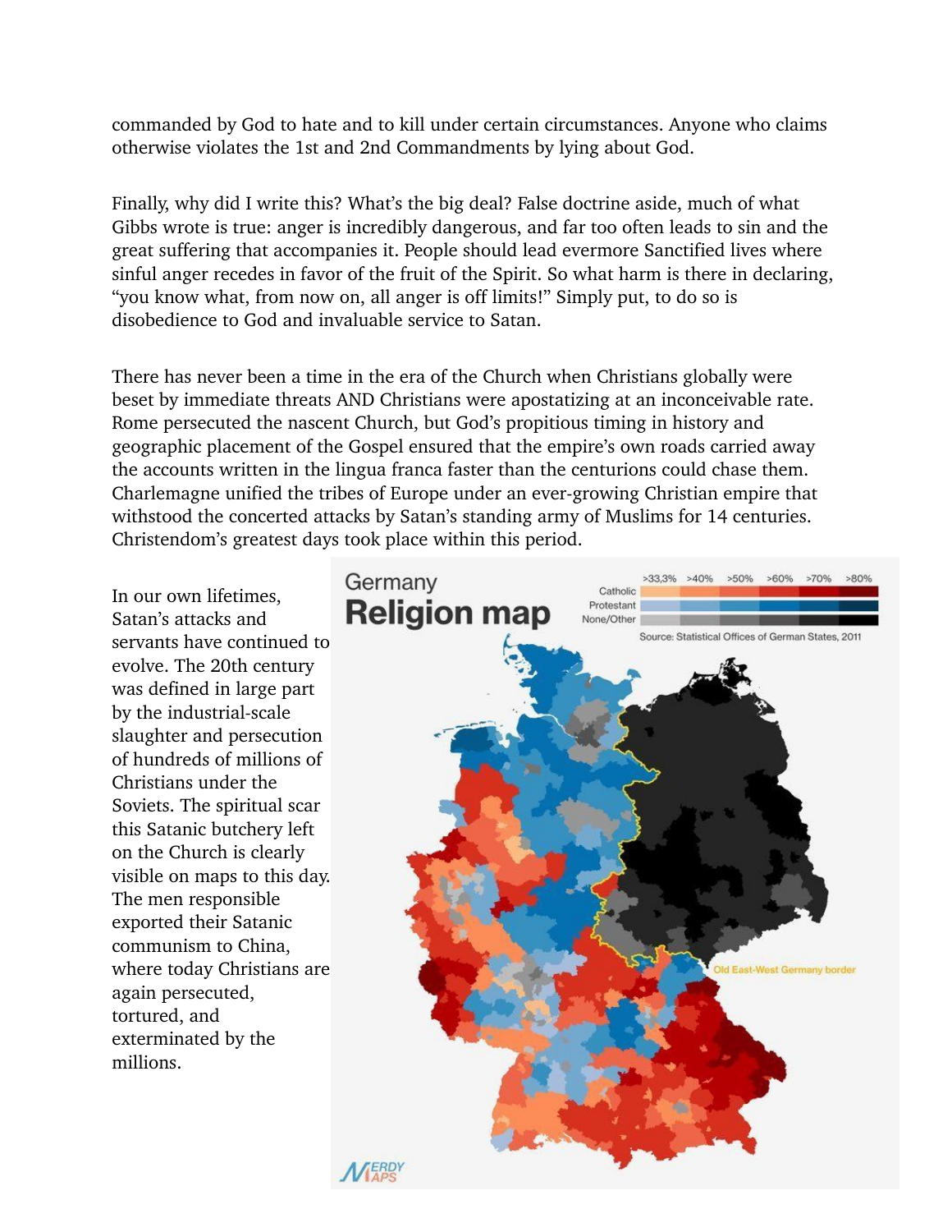commanded by God to hate and to kill under certain circumstances. Anyone who claims otherwise violates the 1st and 2nd Commandments by lying about God.

Finally, why did I write this? What's the big deal? False doctrine aside, much of what Gibbs wrote is true: anger is incredibly dangerous, and far too often leads to sin and the great suffering that accompanies it. People should lead evermore Sanctified lives where sinful anger recedes in favor of the fruit of the Spirit. So what harm is there in declaring, "you know what, from now on, all anger is off limits!" Simply put, to do so is disobedience to God and invaluable service to Satan.

There has never been a time in the era of the Church when Christians globally were beset by immediate threats AND Christians were apostatizing at an inconceivable rate. Rome persecuted the nascent Church, but God's propitious timing in history and geographic placement of the Gospel ensured that the empire's own roads carried away the accounts written in the lingua franca faster than the centurions could chase them. Charlemagne unified the tribes of Europe under an ever-growing Christian empire that withstood the concerted attacks by Satan's standing army of Muslims for 14 centuries. Christendom's greatest days took place within this period.

In our own lifetimes, Satan's attacks and servants have continued to evolve. The 20th century was defined in large part by the industrial-scale slaughter and persecution of hundreds of millions of Christians under the Soviets. The spiritual scar this Satanic butchery left on the Church is clearly visible on maps to this day. The men responsible exported their Satanic communism to China, where today Christians are again persecuted, tortured, and exterminated by the millions.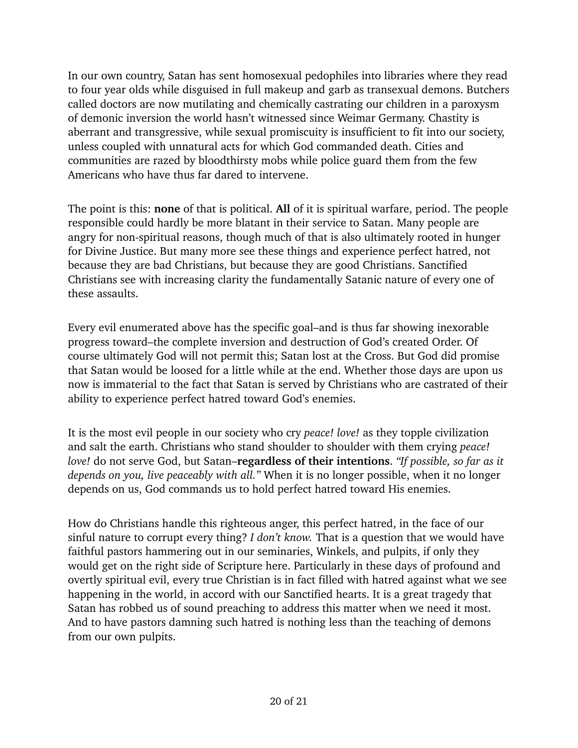In our own country, Satan has sent homosexual pedophiles into libraries where they read to four year olds while disguised in full makeup and garb as transexual demons. Butchers called doctors are now mutilating and chemically castrating our children in a paroxysm of demonic inversion the world hasn't witnessed since Weimar Germany. Chastity is aberrant and transgressive, while sexual promiscuity is insufficient to fit into our society, unless coupled with unnatural acts for which God commanded death. Cities and communities are razed by bloodthirsty mobs while police guard them from the few Americans who have thus far dared to intervene.

The point is this: **none** of that is political. **All** of it is spiritual warfare, period. The people responsible could hardly be more blatant in their service to Satan. Many people are angry for non-spiritual reasons, though much of that is also ultimately rooted in hunger for Divine Justice. But many more see these things and experience perfect hatred, not because they are bad Christians, but because they are good Christians. Sanctified Christians see with increasing clarity the fundamentally Satanic nature of every one of these assaults.

Every evil enumerated above has the specific goal–and is thus far showing inexorable progress toward–the complete inversion and destruction of God's created Order. Of course ultimately God will not permit this; Satan lost at the Cross. But God did promise that Satan would be loosed for a little while at the end. Whether those days are upon us now is immaterial to the fact that Satan is served by Christians who are castrated of their ability to experience perfect hatred toward God's enemies.

It is the most evil people in our society who cry *peace! love!* as they topple civilization and salt the earth. Christians who stand shoulder to shoulder with them crying *peace! love!* do not serve God, but Satan–**regardless of their intentions**. *"If possible, so far as it depends on you, live peaceably with all."* When it is no longer possible, when it no longer depends on us, God commands us to hold perfect hatred toward His enemies.

How do Christians handle this righteous anger, this perfect hatred, in the face of our sinful nature to corrupt every thing? *I don't know.* That is a question that we would have faithful pastors hammering out in our seminaries, Winkels, and pulpits, if only they would get on the right side of Scripture here. Particularly in these days of profound and overtly spiritual evil, every true Christian is in fact filled with hatred against what we see happening in the world, in accord with our Sanctified hearts. It is a great tragedy that Satan has robbed us of sound preaching to address this matter when we need it most. And to have pastors damning such hatred is nothing less than the teaching of demons from our own pulpits.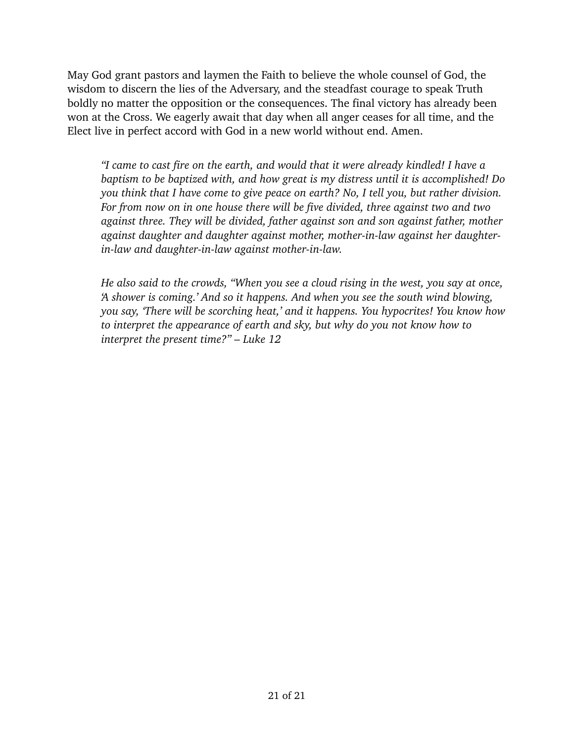May God grant pastors and laymen the Faith to believe the whole counsel of God, the wisdom to discern the lies of the Adversary, and the steadfast courage to speak Truth boldly no matter the opposition or the consequences. The final victory has already been won at the Cross. We eagerly await that day when all anger ceases for all time, and the Elect live in perfect accord with God in a new world without end. Amen.

> *"I came to cast fire on the earth, and would that it were already kindled! I have a baptism to be baptized with, and how great is my distress until it is accomplished! Do you think that I have come to give peace on earth? No, I tell you, but rather division. For from now on in one house there will be five divided, three against two and two against three. They will be divided, father against son and son against father, mother against daughter and daughter against mother, mother-in-law against her daughter-in-law and daughter-in-law against mother-in-law.*
>
> *He also said to the crowds, "When you see a cloud rising in the west, you say at once, 'A shower is coming.' And so it happens. And when you see the south wind blowing, you say, 'There will be scorching heat,' and it happens. You hypocrites! You know how to interpret the appearance of earth and sky, but why do you not know how to interpret the present time?" – Luke 12*